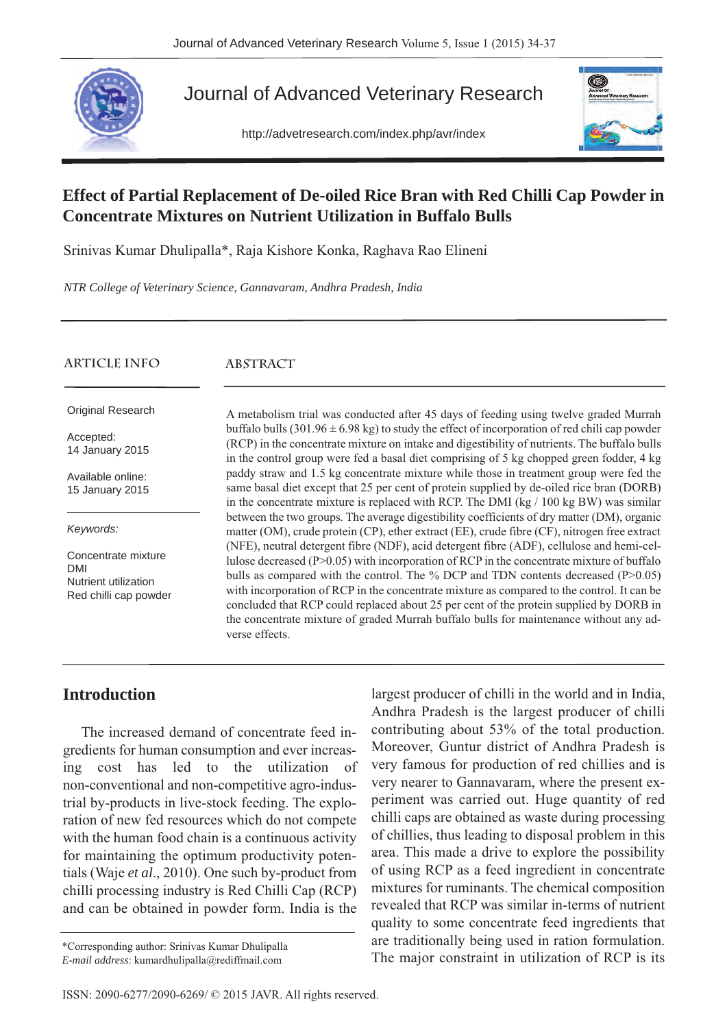# Effect of Partial Replacement of De-oiled Rice Bran with Red Chilli Cap Powder in Concentrate Mixtures on Nutrient Utilization in Buffalo Bulls

Srinivas Kumar Dhulipalla*, Raja Kishore Konka, Raghava Rao Elineni

*NTR College of Veterinary Science, Gannavaram, Andhra Pradesh, India*

## ARTICLE INFO

Original Research

Accepted:
14 January 2015

Available online:
15 January 2015

*Keywords:*

Concentrate mixture
DMI
Nutrient utilization
Red chilli cap powder

## ABSTRACT

A metabolism trial was conducted after 45 days of feeding using twelve graded Murrah buffalo bulls (301.96 ± 6.98 kg) to study the effect of incorporation of red chili cap powder (RCP) in the concentrate mixture on intake and digestibility of nutrients. The buffalo bulls in the control group were fed a basal diet comprising of 5 kg chopped green fodder, 4 kg paddy straw and 1.5 kg concentrate mixture while those in treatment group were fed the same basal diet except that 25 per cent of protein supplied by de-oiled rice bran (DORB) in the concentrate mixture is replaced with RCP. The DMI (kg / 100 kg BW) was similar between the two groups. The average digestibility coefficients of dry matter (DM), organic matter (OM), crude protein (CP), ether extract (EE), crude fibre (CF), nitrogen free extract (NFE), neutral detergent fibre (NDF), acid detergent fibre (ADF), cellulose and hemi-cellulose decreased (P>0.05) with incorporation of RCP in the concentrate mixture of buffalo bulls as compared with the control. The % DCP and TDN contents decreased (P>0.05) with incorporation of RCP in the concentrate mixture as compared to the control. It can be concluded that RCP could replaced about 25 per cent of the protein supplied by DORB in the concentrate mixture of graded Murrah buffalo bulls for maintenance without any adverse effects.

## Introduction

The increased demand of concentrate feed ingredients for human consumption and ever increasing cost has led to the utilization of non-conventional and non-competitive agro-industrial by-products in live-stock feeding. The exploration of new fed resources which do not compete with the human food chain is a continuous activity for maintaining the optimum productivity potentials (Waje *et al*., 2010). One such by-product from chilli processing industry is Red Chilli Cap (RCP) and can be obtained in powder form. India is the largest producer of chilli in the world and in India, Andhra Pradesh is the largest producer of chilli contributing about 53% of the total production. Moreover, Guntur district of Andhra Pradesh is very famous for production of red chillies and is very nearer to Gannavaram, where the present experiment was carried out. Huge quantity of red chilli caps are obtained as waste during processing of chillies, thus leading to disposal problem in this area. This made a drive to explore the possibility of using RCP as a feed ingredient in concentrate mixtures for ruminants. The chemical composition revealed that RCP was similar in-terms of nutrient quality to some concentrate feed ingredients that are traditionally being used in ration formulation. The major constraint in utilization of RCP is its

*Corresponding author: Srinivas Kumar Dhulipalla
*E-mail address*: kumardhulipalla@rediffmail.com

ISSN: 2090-6277/2090-6269/ © 2015 JAVR. All rights reserved.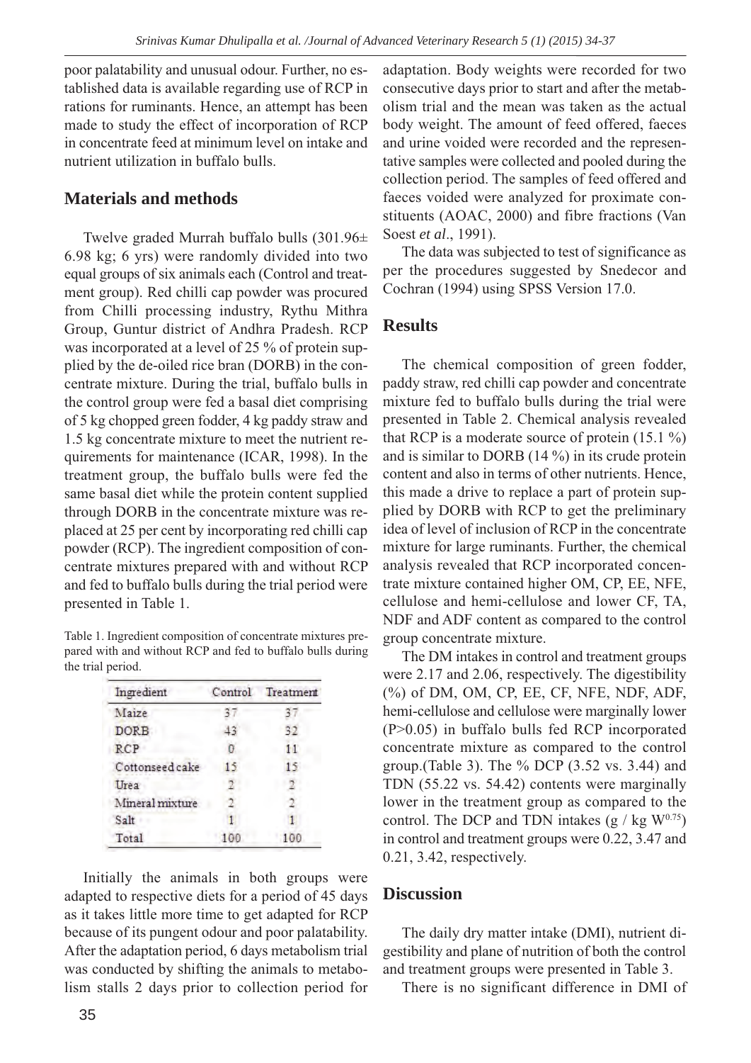poor palatability and unusual odour. Further, no established data is available regarding use of RCP in rations for ruminants. Hence, an attempt has been made to study the effect of incorporation of RCP in concentrate feed at minimum level on intake and nutrient utilization in buffalo bulls.

## Materials and methods

Twelve graded Murrah buffalo bulls (301.96± 6.98 kg; 6 yrs) were randomly divided into two equal groups of six animals each (Control and treatment group). Red chilli cap powder was procured from Chilli processing industry, Rythu Mithra Group, Guntur district of Andhra Pradesh. RCP was incorporated at a level of 25 % of protein supplied by the de-oiled rice bran (DORB) in the concentrate mixture. During the trial, buffalo bulls in the control group were fed a basal diet comprising of 5 kg chopped green fodder, 4 kg paddy straw and 1.5 kg concentrate mixture to meet the nutrient requirements for maintenance (ICAR, 1998). In the treatment group, the buffalo bulls were fed the same basal diet while the protein content supplied through DORB in the concentrate mixture was replaced at 25 per cent by incorporating red chilli cap powder (RCP). The ingredient composition of concentrate mixtures prepared with and without RCP and fed to buffalo bulls during the trial period were presented in Table 1.

Table 1. Ingredient composition of concentrate mixtures prepared with and without RCP and fed to buffalo bulls during the trial period.

| Ingredient | Control | Treatment |
|---|---|---|
| Maize | 37 | 37 |
| DORB | 43 | 32 |
| RCP | 0 | 11 |
| Cottonseed cake | 15 | 15 |
| Urea | 2 | 2 |
| Mineral mixture | 2 | 2 |
| Salt | 1 | 1 |
| Total | 100 | 100 |

Initially the animals in both groups were adapted to respective diets for a period of 45 days as it takes little more time to get adapted for RCP because of its pungent odour and poor palatability. After the adaptation period, 6 days metabolism trial was conducted by shifting the animals to metabolism stalls 2 days prior to collection period for adaptation. Body weights were recorded for two consecutive days prior to start and after the metabolism trial and the mean was taken as the actual body weight. The amount of feed offered, faeces and urine voided were recorded and the representative samples were collected and pooled during the collection period. The samples of feed offered and faeces voided were analyzed for proximate constituents (AOAC, 2000) and fibre fractions (Van Soest *et al*., 1991).

The data was subjected to test of significance as per the procedures suggested by Snedecor and Cochran (1994) using SPSS Version 17.0.

## Results

The chemical composition of green fodder, paddy straw, red chilli cap powder and concentrate mixture fed to buffalo bulls during the trial were presented in Table 2. Chemical analysis revealed that RCP is a moderate source of protein (15.1 %) and is similar to DORB (14 %) in its crude protein content and also in terms of other nutrients. Hence, this made a drive to replace a part of protein supplied by DORB with RCP to get the preliminary idea of level of inclusion of RCP in the concentrate mixture for large ruminants. Further, the chemical analysis revealed that RCP incorporated concentrate mixture contained higher OM, CP, EE, NFE, cellulose and hemi-cellulose and lower CF, TA, NDF and ADF content as compared to the control group concentrate mixture.

The DM intakes in control and treatment groups were 2.17 and 2.06, respectively. The digestibility (%) of DM, OM, CP, EE, CF, NFE, NDF, ADF, hemi-cellulose and cellulose were marginally lower ($P>0.05$) in buffalo bulls fed RCP incorporated concentrate mixture as compared to the control group.(Table 3). The % DCP (3.52 vs. 3.44) and TDN (55.22 vs. 54.42) contents were marginally lower in the treatment group as compared to the control. The DCP and TDN intakes (g / kg $W^{0.75}$) in control and treatment groups were 0.22, 3.47 and 0.21, 3.42, respectively.

## Discussion

The daily dry matter intake (DMI), nutrient digestibility and plane of nutrition of both the control and treatment groups were presented in Table 3.

There is no significant difference in DMI of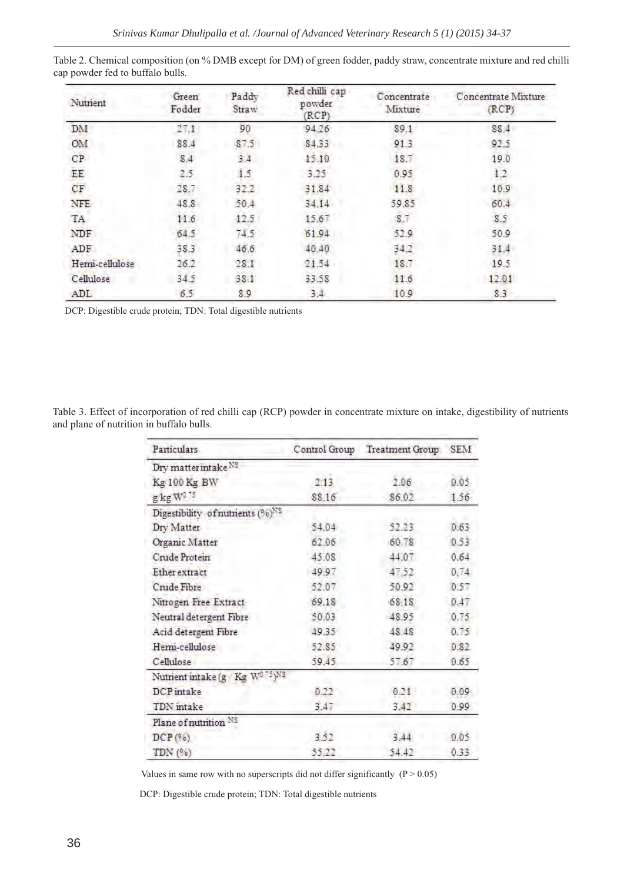Table 2. Chemical composition (on % DMB except for DM) of green fodder, paddy straw, concentrate mixture and red chilli cap powder fed to buffalo bulls.

| Nutrient | Green Fodder | Paddy Straw | Red chilli cap powder (RCP) | Concentrate Mixture | Concentrate Mixture (RCP) |
|---|---|---|---|---|---|
| DM | 27.1 | 90 | 94.26 | 89.1 | 88.4 |
| OM | 88.4 | 87.5 | 84.33 | 91.3 | 92.5 |
| CP | 8.4 | 3.4 | 15.10 | 18.7 | 19.0 |
| EE | 2.5 | 1.5 | 3.25 | 0.95 | 1.2 |
| CF | 28.7 | 32.2 | 31.84 | 11.8 | 10.9 |
| NFE | 48.8 | 50.4 | 34.14 | 59.85 | 60.4 |
| TA | 11.6 | 12.5 | 15.67 | 8.7 | 8.5 |
| NDF | 64.5 | 74.5 | 61.94 | 52.9 | 50.9 |
| ADF | 38.3 | 46.6 | 40.40 | 34.2 | 31.4 |
| Hemi-cellulose | 26.2 | 28.1 | 21.54 | 18.7 | 19.5 |
| Cellulose | 34.5 | 38.1 | 33.58 | 11.6 | 12.01 |
| ADL | 6.5 | 8.9 | 3.4 | 10.9 | 8.3 |

DCP: Digestible crude protein; TDN: Total digestible nutrients

Table 3. Effect of incorporation of red chilli cap (RCP) powder in concentrate mixture on intake, digestibility of nutrients and plane of nutrition in buffalo bulls.

| Particulars | Control Group | Treatment Group | SEM |
|---|---|---|---|
| Dry matter intake [NS] | | | |
| Kg/100 Kg BW | 2.13 | 2.06 | 0.05 |
| g/kg $W^{0.75}$ | 88.16 | 86.02 | 1.56 |
| Digestibility of nutrients (%) [NS] | | | |
| Dry Matter | 54.04 | 52.23 | 0.63 |
| Organic Matter | 62.06 | 60.78 | 0.53 |
| Crude Protein | 45.08 | 44.07 | 0.64 |
| Ether extract | 49.97 | 47.52 | 0.74 |
| Crude Fibre | 52.07 | 50.92 | 0.57 |
| Nitrogen Free Extract | 69.18 | 68.18 | 0.47 |
| Neutral detergent Fibre | 50.03 | 48.95 | 0.75 |
| Acid detergent Fibre | 49.35 | 48.48 | 0.75 |
| Hemi-cellulose | 52.85 | 49.92 | 0.82 |
| Cellulose | 59.45 | 57.67 | 0.65 |
| Nutrient intake (g/ Kg $W^{0.75}$) [NS] | | | |
| DCP intake | 0.22 | 0.21 | 0.09 |
| TDN intake | 3.47 | 3.42 | 0.99 |
| Plane of nutrition [NS] | | | |
| DCP (%) | 3.52 | 3.44 | 0.05 |
| TDN (%) | 55.22 | 54.42 | 0.33 |

Values in same row with no superscripts did not differ significantly ($P > 0.05$)

DCP: Digestible crude protein; TDN: Total digestible nutrients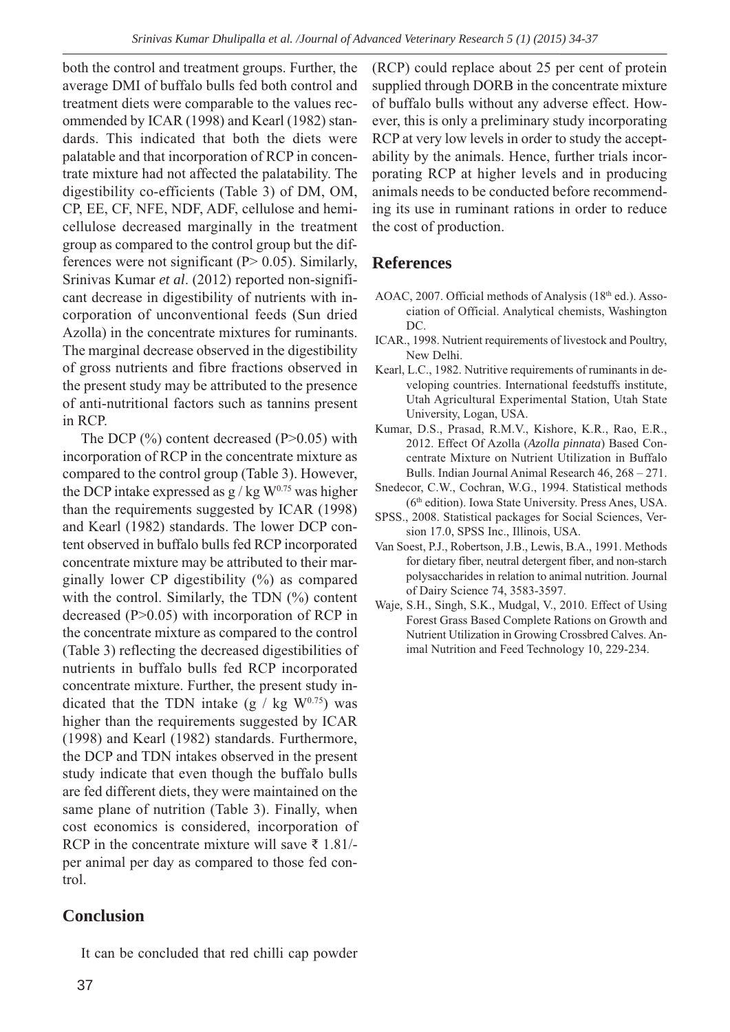both the control and treatment groups. Further, the average DMI of buffalo bulls fed both control and treatment diets were comparable to the values recommended by ICAR (1998) and Kearl (1982) standards. This indicated that both the diets were palatable and that incorporation of RCP in concentrate mixture had not affected the palatability. The digestibility co-efficients (Table 3) of DM, OM, CP, EE, CF, NFE, NDF, ADF, cellulose and hemicellulose decreased marginally in the treatment group as compared to the control group but the differences were not significant ($P > 0.05$). Similarly, Srinivas Kumar *et al*. (2012) reported non-significant decrease in digestibility of nutrients with incorporation of unconventional feeds (Sun dried Azolla) in the concentrate mixtures for ruminants. The marginal decrease observed in the digestibility of gross nutrients and fibre fractions observed in the present study may be attributed to the presence of anti-nutritional factors such as tannins present in RCP.

The DCP (%) content decreased ($P>0.05$) with incorporation of RCP in the concentrate mixture as compared to the control group (Table 3). However, the DCP intake expressed as g / kg $W^{0.75}$ was higher than the requirements suggested by ICAR (1998) and Kearl (1982) standards. The lower DCP content observed in buffalo bulls fed RCP incorporated concentrate mixture may be attributed to their marginally lower CP digestibility (%) as compared with the control. Similarly, the TDN (%) content decreased ($P>0.05$) with incorporation of RCP in the concentrate mixture as compared to the control (Table 3) reflecting the decreased digestibilities of nutrients in buffalo bulls fed RCP incorporated concentrate mixture. Further, the present study indicated that the TDN intake (g / kg $W^{0.75}$) was higher than the requirements suggested by ICAR (1998) and Kearl (1982) standards. Furthermore, the DCP and TDN intakes observed in the present study indicate that even though the buffalo bulls are fed different diets, they were maintained on the same plane of nutrition (Table 3). Finally, when cost economics is considered, incorporation of RCP in the concentrate mixture will save ₹ 1.81/- per animal per day as compared to those fed control.

## Conclusion

It can be concluded that red chilli cap powder (RCP) could replace about 25 per cent of protein supplied through DORB in the concentrate mixture of buffalo bulls without any adverse effect. However, this is only a preliminary study incorporating RCP at very low levels in order to study the acceptability by the animals. Hence, further trials incorporating RCP at higher levels and in producing animals needs to be conducted before recommending its use in ruminant rations in order to reduce the cost of production.

## References

AOAC, 2007. Official methods of Analysis (18th ed.). Association of Official. Analytical chemists, Washington DC.

ICAR., 1998. Nutrient requirements of livestock and Poultry, New Delhi.

Kearl, L.C., 1982. Nutritive requirements of ruminants in developing countries. International feedstuffs institute, Utah Agricultural Experimental Station, Utah State University, Logan, USA.

Kumar, D.S., Prasad, R.M.V., Kishore, K.R., Rao, E.R., 2012. Effect Of Azolla (*Azolla pinnata*) Based Concentrate Mixture on Nutrient Utilization in Buffalo Bulls. Indian Journal Animal Research 46, 268 – 271.

Snedecor, C.W., Cochran, W.G., 1994. Statistical methods (6th edition). Iowa State University. Press Anes, USA.

SPSS., 2008. Statistical packages for Social Sciences, Version 17.0, SPSS Inc., Illinois, USA.

Van Soest, P.J., Robertson, J.B., Lewis, B.A., 1991. Methods for dietary fiber, neutral detergent fiber, and non-starch polysaccharides in relation to animal nutrition. Journal of Dairy Science 74, 3583-3597.

Waje, S.H., Singh, S.K., Mudgal, V., 2010. Effect of Using Forest Grass Based Complete Rations on Growth and Nutrient Utilization in Growing Crossbred Calves. Animal Nutrition and Feed Technology 10, 229-234.